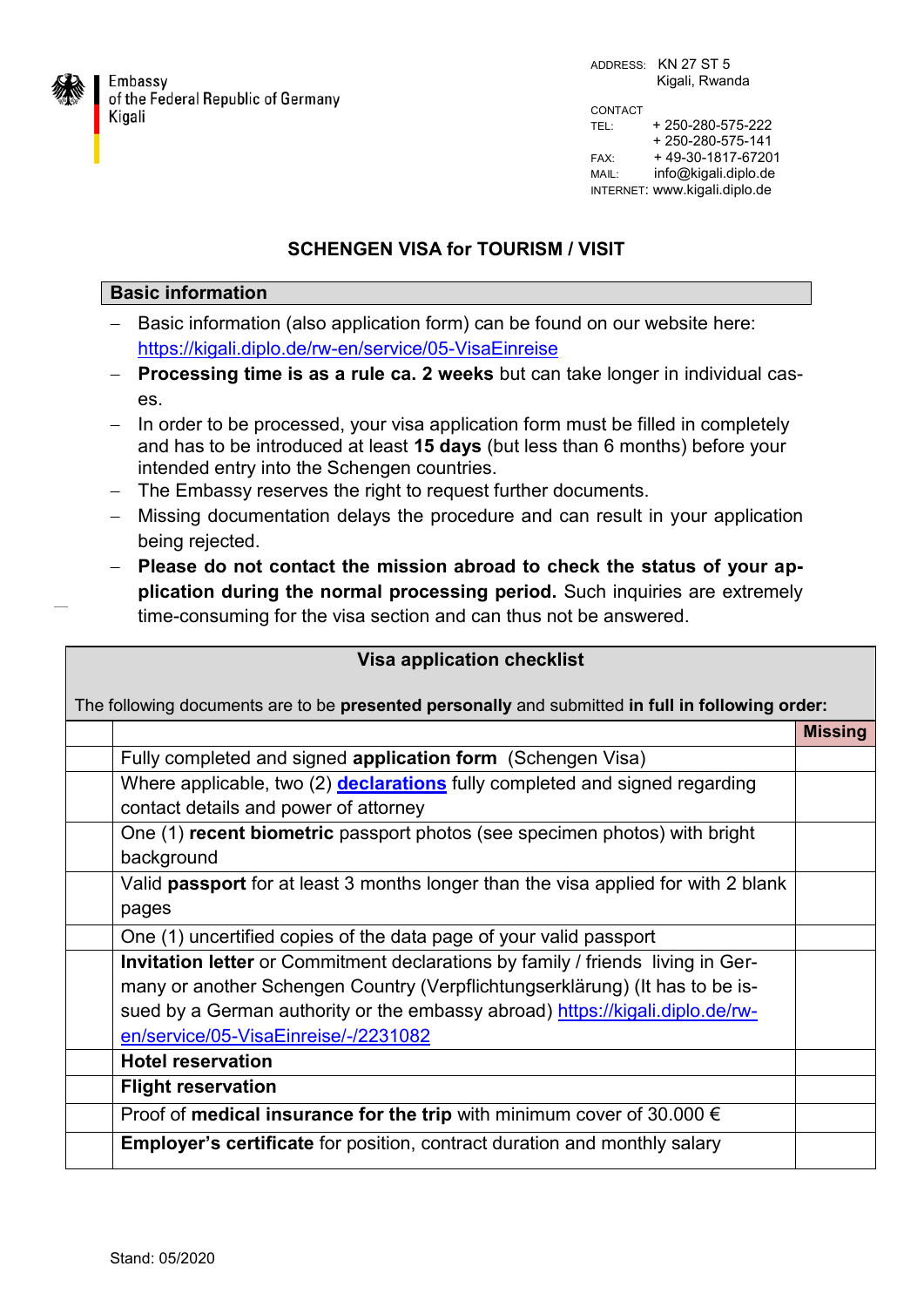Embassy
of the Federal Republic of Germany
Kigali

ADDRESS: KN 27 ST 5
Kigali, Rwanda

CONTACT
TEL: + 250-280-575-222
+ 250-280-575-141
FAX: + 49-30-1817-67201
MAIL: info@kigali.diplo.de
INTERNET: www.kigali.diplo.de

# SCHENGEN VISA for TOURISM / VISIT

## Basic information

- Basic information (also application form) can be found on our website here: https://kigali.diplo.de/rw-en/service/05-VisaEinreise
- **Processing time is as a rule ca. 2 weeks** but can take longer in individual cases.
- In order to be processed, your visa application form must be filled in completely and has to be introduced at least **15 days** (but less than 6 months) before your intended entry into the Schengen countries.
- The Embassy reserves the right to request further documents.
- Missing documentation delays the procedure and can result in your application being rejected.
- **Please do not contact the mission abroad to check the status of your application during the normal processing period.** Such inquiries are extremely time-consuming for the visa section and can thus not be answered.

## Visa application checklist

The following documents are to be **presented personally** and submitted **in full in following order:**

| | | Missing |
|---|---|---|
| | Fully completed and signed **application form** (Schengen Visa) | |
| | Where applicable, two (2) **declarations** fully completed and signed regarding contact details and power of attorney | |
| | One (1) **recent biometric** passport photos (see specimen photos) with bright background | |
| | Valid **passport** for at least 3 months longer than the visa applied for with 2 blank pages | |
| | One (1) uncertified copies of the data page of your valid passport | |
| | **Invitation letter** or Commitment declarations by family / friends living in Germany or another Schengen Country (Verpflichtungserklärung) (It has to be issued by a German authority or the embassy abroad) https://kigali.diplo.de/rw-en/service/05-VisaEinreise/-/2231082 | |
| | **Hotel reservation** | |
| | **Flight reservation** | |
| | Proof of **medical insurance for the trip** with minimum cover of 30.000 € | |
| | **Employer's certificate** for position, contract duration and monthly salary | |

Stand: 05/2020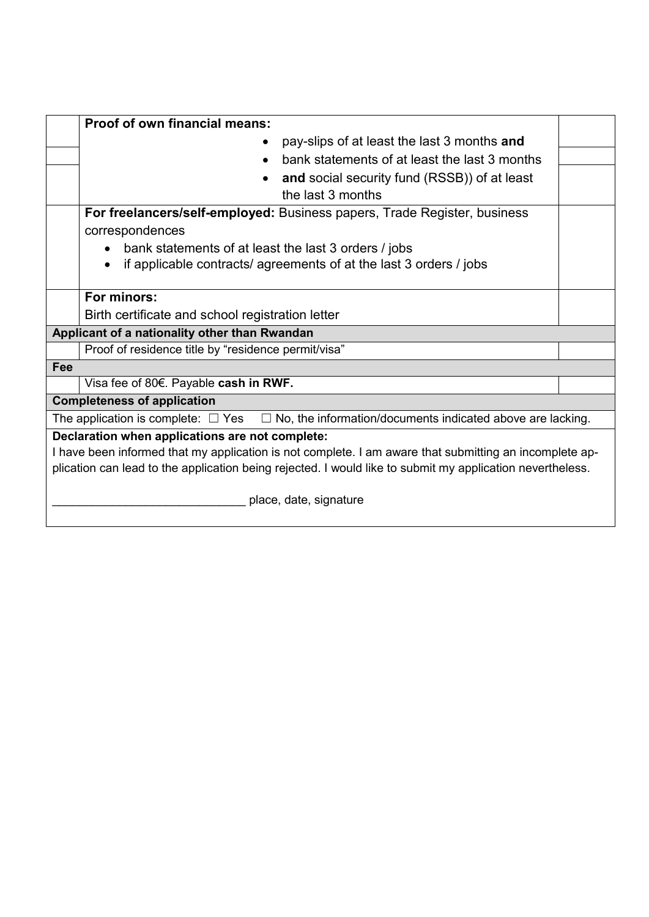| | | |
|---|---|---|
| | **Proof of own financial means:**<br>• pay-slips of at least the last 3 months **and**<br>• bank statements of at least the last 3 months<br>• **and** social security fund (RSSB)) of at least the last 3 months | |
| | **For freelancers/self-employed:** Business papers, Trade Register, business correspondences<br>• bank statements of at least the last 3 orders / jobs<br>• if applicable contracts/ agreements of at the last 3 orders / jobs | |
| | **For minors:**<br>Birth certificate and school registration letter | |
| **Applicant of a nationality other than Rwandan** | | |
| | Proof of residence title by "residence permit/visa" | |
| **Fee** | | |
| | Visa fee of 80€. Payable **cash in RWF.** | |
| **Completeness of application** | | |
| The application is complete: ☐ Yes ☐ No, the information/documents indicated above are lacking. | | |
| **Declaration when applications are not complete:**<br>I have been informed that my application is not complete. I am aware that submitting an incomplete application can lead to the application being rejected. I would like to submit my application nevertheless.<br><br>_____________________________ place, date, signature | | |